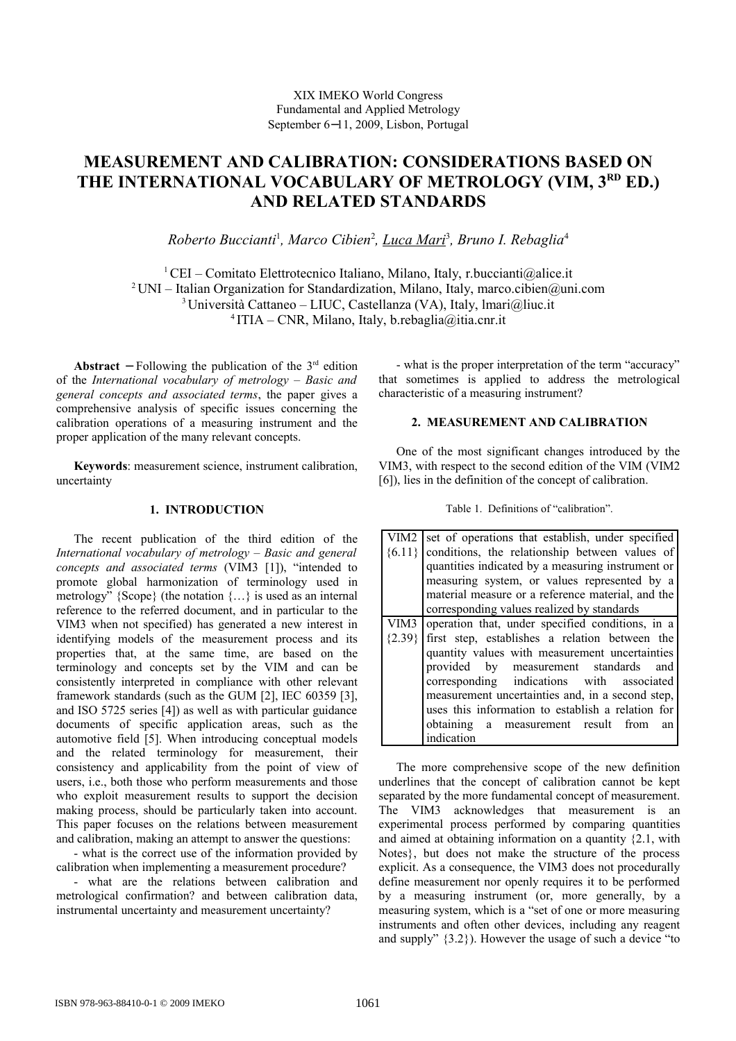XIX IMEKO World Congress
Fundamental and Applied Metrology
September 6−11, 2009, Lisbon, Portugal

# MEASUREMENT AND CALIBRATION: CONSIDERATIONS BASED ON THE INTERNATIONAL VOCABULARY OF METROLOGY (VIM, 3RD ED.) AND RELATED STANDARDS

*Roberto Buccianti*[1], *Marco Cibien*[2], *Luca Mari*[3], *Bruno I. Rebaglia*[4]

[1] CEI – Comitato Elettrotecnico Italiano, Milano, Italy, r.buccianti@alice.it
[2] UNI – Italian Organization for Standardization, Milano, Italy, marco.cibien@uni.com
[3] Università Cattaneo – LIUC, Castellanza (VA), Italy, lmari@liuc.it
[4] ITIA – CNR, Milano, Italy, b.rebaglia@itia.cnr.it

**Abstract** − Following the publication of the 3rd edition of the *International vocabulary of metrology – Basic and general concepts and associated terms*, the paper gives a comprehensive analysis of specific issues concerning the calibration operations of a measuring instrument and the proper application of the many relevant concepts.

**Keywords**: measurement science, instrument calibration, uncertainty

## 1. INTRODUCTION

The recent publication of the third edition of the *International vocabulary of metrology – Basic and general concepts and associated terms* (VIM3 [1]), "intended to promote global harmonization of terminology used in metrology" {Scope} (the notation {…} is used as an internal reference to the referred document, and in particular to the VIM3 when not specified) has generated a new interest in identifying models of the measurement process and its properties that, at the same time, are based on the terminology and concepts set by the VIM and can be consistently interpreted in compliance with other relevant framework standards (such as the GUM [2], IEC 60359 [3], and ISO 5725 series [4]) as well as with particular guidance documents of specific application areas, such as the automotive field [5]. When introducing conceptual models and the related terminology for measurement, their consistency and applicability from the point of view of users, i.e., both those who perform measurements and those who exploit measurement results to support the decision making process, should be particularly taken into account. This paper focuses on the relations between measurement and calibration, making an attempt to answer the questions:

- what is the correct use of the information provided by calibration when implementing a measurement procedure?
- what are the relations between calibration and metrological confirmation? and between calibration data, instrumental uncertainty and measurement uncertainty?
- what is the proper interpretation of the term "accuracy" that sometimes is applied to address the metrological characteristic of a measuring instrument?

## 2. MEASUREMENT AND CALIBRATION

One of the most significant changes introduced by the VIM3, with respect to the second edition of the VIM (VIM2 [6]), lies in the definition of the concept of calibration.

Table 1. Definitions of "calibration".

| | |
|---|---|
| VIM2 {6.11} | set of operations that establish, under specified conditions, the relationship between values of quantities indicated by a measuring instrument or measuring system, or values represented by a material measure or a reference material, and the corresponding values realized by standards |
| VIM3 {2.39} | operation that, under specified conditions, in a first step, establishes a relation between the quantity values with measurement uncertainties provided by measurement standards and corresponding indications with associated measurement uncertainties and, in a second step, uses this information to establish a relation for obtaining a measurement result from an indication |

The more comprehensive scope of the new definition underlines that the concept of calibration cannot be kept separated by the more fundamental concept of measurement. The VIM3 acknowledges that measurement is an experimental process performed by comparing quantities and aimed at obtaining information on a quantity {2.1, with Notes}, but does not make the structure of the process explicit. As a consequence, the VIM3 does not procedurally define measurement nor openly requires it to be performed by a measuring instrument (or, more generally, by a measuring system, which is a "set of one or more measuring instruments and often other devices, including any reagent and supply" {3.2}). However the usage of such a device "to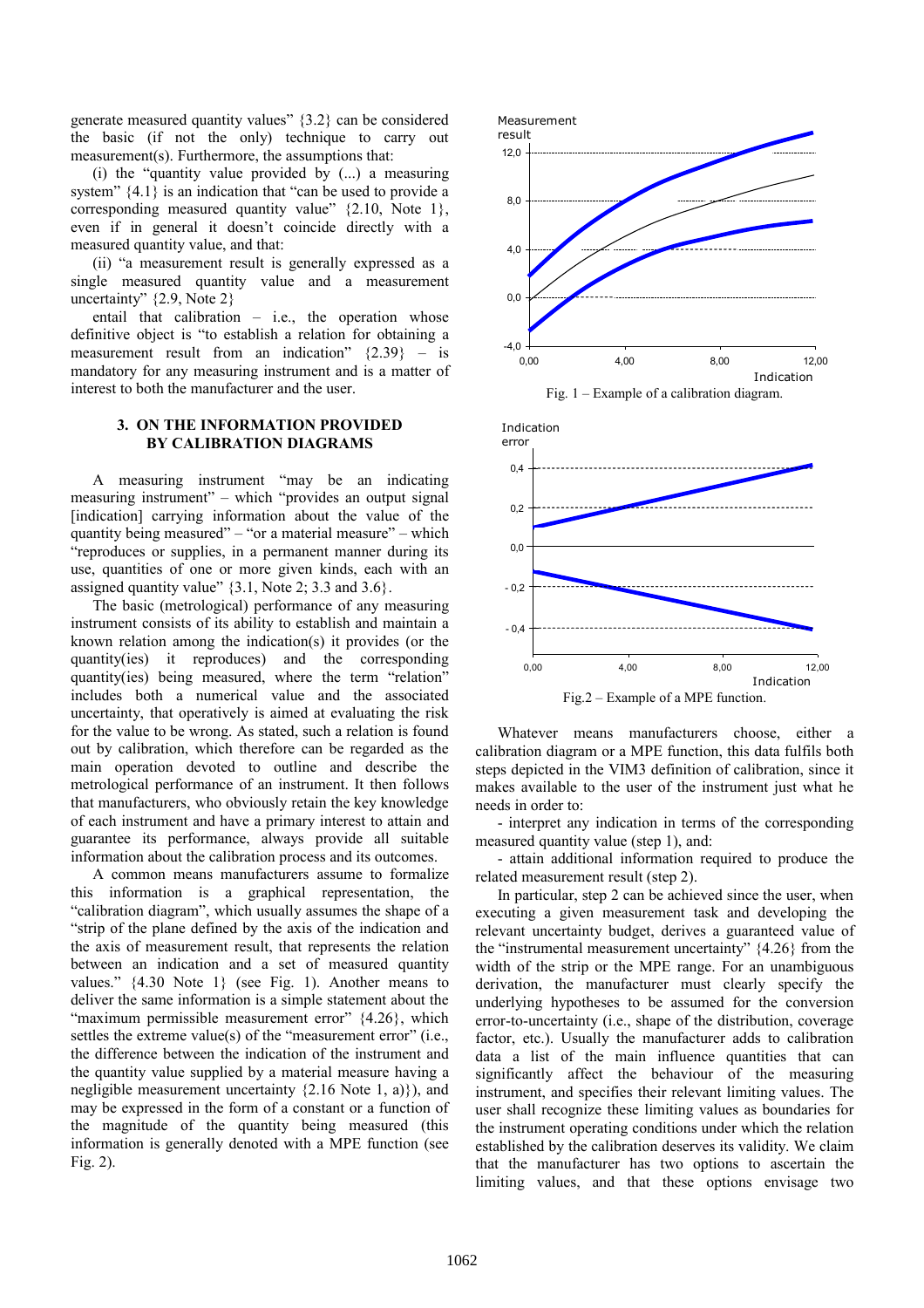generate measured quantity values" {3.2} can be considered the basic (if not the only) technique to carry out measurement(s). Furthermore, the assumptions that:

(i) the "quantity value provided by (...) a measuring system" {4.1} is an indication that "can be used to provide a corresponding measured quantity value" {2.10, Note 1}, even if in general it doesn't coincide directly with a measured quantity value, and that:

(ii) "a measurement result is generally expressed as a single measured quantity value and a measurement uncertainty" {2.9, Note 2}

entail that calibration – i.e., the operation whose definitive object is "to establish a relation for obtaining a measurement result from an indication" {2.39} – is mandatory for any measuring instrument and is a matter of interest to both the manufacturer and the user.

## 3. ON THE INFORMATION PROVIDED BY CALIBRATION DIAGRAMS

A measuring instrument "may be an indicating measuring instrument" – which "provides an output signal [indication] carrying information about the value of the quantity being measured" – "or a material measure" – which "reproduces or supplies, in a permanent manner during its use, quantities of one or more given kinds, each with an assigned quantity value" {3.1, Note 2; 3.3 and 3.6}.

The basic (metrological) performance of any measuring instrument consists of its ability to establish and maintain a known relation among the indication(s) it provides (or the quantity(ies) it reproduces) and the corresponding quantity(ies) being measured, where the term "relation" includes both a numerical value and the associated uncertainty, that operatively is aimed at evaluating the risk for the value to be wrong. As stated, such a relation is found out by calibration, which therefore can be regarded as the main operation devoted to outline and describe the metrological performance of an instrument. It then follows that manufacturers, who obviously retain the key knowledge of each instrument and have a primary interest to attain and guarantee its performance, always provide all suitable information about the calibration process and its outcomes.

A common means manufacturers assume to formalize this information is a graphical representation, the "calibration diagram", which usually assumes the shape of a "strip of the plane defined by the axis of the indication and the axis of measurement result, that represents the relation between an indication and a set of measured quantity values." {4.30 Note 1} (see Fig. 1). Another means to deliver the same information is a simple statement about the "maximum permissible measurement error" {4.26}, which settles the extreme value(s) of the "measurement error" (i.e., the difference between the indication of the instrument and the quantity value supplied by a material measure having a negligible measurement uncertainty {2.16 Note 1, a)}), and may be expressed in the form of a constant or a function of the magnitude of the quantity being measured (this information is generally denoted with a MPE function (see Fig. 2).

Fig. 1 – Example of a calibration diagram.

Fig.2 – Example of a MPE function.

Whatever means manufacturers choose, either a calibration diagram or a MPE function, this data fulfils both steps depicted in the VIM3 definition of calibration, since it makes available to the user of the instrument just what he needs in order to:

- interpret any indication in terms of the corresponding measured quantity value (step 1), and:
- attain additional information required to produce the related measurement result (step 2).

In particular, step 2 can be achieved since the user, when executing a given measurement task and developing the relevant uncertainty budget, derives a guaranteed value of the "instrumental measurement uncertainty" {4.26} from the width of the strip or the MPE range. For an unambiguous derivation, the manufacturer must clearly specify the underlying hypotheses to be assumed for the conversion error-to-uncertainty (i.e., shape of the distribution, coverage factor, etc.). Usually the manufacturer adds to calibration data a list of the main influence quantities that can significantly affect the behaviour of the measuring instrument, and specifies their relevant limiting values. The user shall recognize these limiting values as boundaries for the instrument operating conditions under which the relation established by the calibration deserves its validity. We claim that the manufacturer has two options to ascertain the limiting values, and that these options envisage two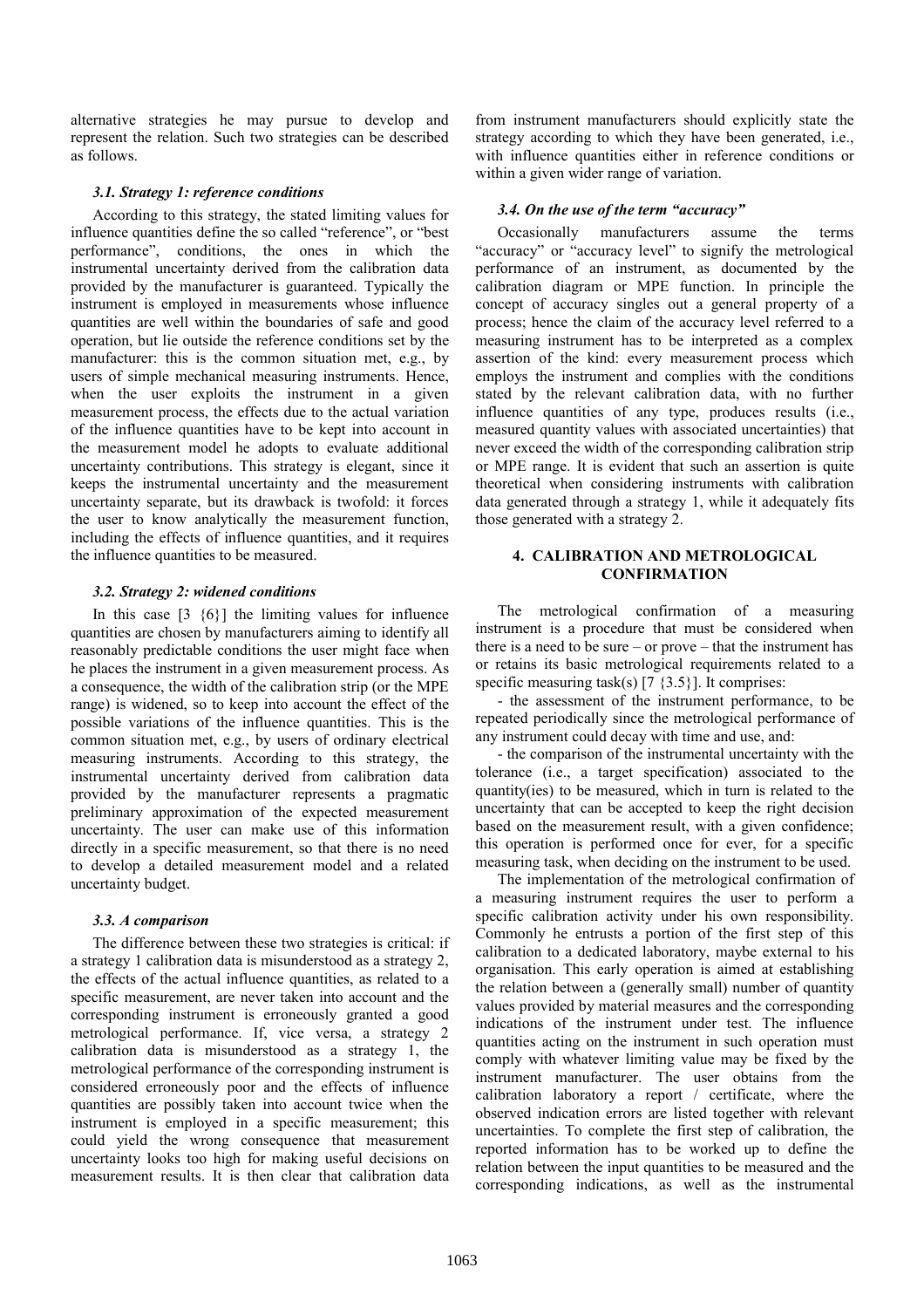alternative strategies he may pursue to develop and represent the relation. Such two strategies can be described as follows.

### 3.1. Strategy 1: reference conditions

According to this strategy, the stated limiting values for influence quantities define the so called "reference", or "best performance", conditions, the ones in which the instrumental uncertainty derived from the calibration data provided by the manufacturer is guaranteed. Typically the instrument is employed in measurements whose influence quantities are well within the boundaries of safe and good operation, but lie outside the reference conditions set by the manufacturer: this is the common situation met, e.g., by users of simple mechanical measuring instruments. Hence, when the user exploits the instrument in a given measurement process, the effects due to the actual variation of the influence quantities have to be kept into account in the measurement model he adopts to evaluate additional uncertainty contributions. This strategy is elegant, since it keeps the instrumental uncertainty and the measurement uncertainty separate, but its drawback is twofold: it forces the user to know analytically the measurement function, including the effects of influence quantities, and it requires the influence quantities to be measured.

### 3.2. Strategy 2: widened conditions

In this case [3 {6}] the limiting values for influence quantities are chosen by manufacturers aiming to identify all reasonably predictable conditions the user might face when he places the instrument in a given measurement process. As a consequence, the width of the calibration strip (or the MPE range) is widened, so to keep into account the effect of the possible variations of the influence quantities. This is the common situation met, e.g., by users of ordinary electrical measuring instruments. According to this strategy, the instrumental uncertainty derived from calibration data provided by the manufacturer represents a pragmatic preliminary approximation of the expected measurement uncertainty. The user can make use of this information directly in a specific measurement, so that there is no need to develop a detailed measurement model and a related uncertainty budget.

### 3.3. A comparison

The difference between these two strategies is critical: if a strategy 1 calibration data is misunderstood as a strategy 2, the effects of the actual influence quantities, as related to a specific measurement, are never taken into account and the corresponding instrument is erroneously granted a good metrological performance. If, vice versa, a strategy 2 calibration data is misunderstood as a strategy 1, the metrological performance of the corresponding instrument is considered erroneously poor and the effects of influence quantities are possibly taken into account twice when the instrument is employed in a specific measurement; this could yield the wrong consequence that measurement uncertainty looks too high for making useful decisions on measurement results. It is then clear that calibration data from instrument manufacturers should explicitly state the strategy according to which they have been generated, i.e., with influence quantities either in reference conditions or within a given wider range of variation.

### 3.4. On the use of the term "accuracy"

Occasionally manufacturers assume the terms "accuracy" or "accuracy level" to signify the metrological performance of an instrument, as documented by the calibration diagram or MPE function. In principle the concept of accuracy singles out a general property of a process; hence the claim of the accuracy level referred to a measuring instrument has to be interpreted as a complex assertion of the kind: every measurement process which employs the instrument and complies with the conditions stated by the relevant calibration data, with no further influence quantities of any type, produces results (i.e., measured quantity values with associated uncertainties) that never exceed the width of the corresponding calibration strip or MPE range. It is evident that such an assertion is quite theoretical when considering instruments with calibration data generated through a strategy 1, while it adequately fits those generated with a strategy 2.

## 4. CALIBRATION AND METROLOGICAL CONFIRMATION

The metrological confirmation of a measuring instrument is a procedure that must be considered when there is a need to be sure – or prove – that the instrument has or retains its basic metrological requirements related to a specific measuring task(s) [7 {3.5}]. It comprises:

- the assessment of the instrument performance, to be repeated periodically since the metrological performance of any instrument could decay with time and use, and:

- the comparison of the instrumental uncertainty with the tolerance (i.e., a target specification) associated to the quantity(ies) to be measured, which in turn is related to the uncertainty that can be accepted to keep the right decision based on the measurement result, with a given confidence; this operation is performed once for ever, for a specific measuring task, when deciding on the instrument to be used.

The implementation of the metrological confirmation of a measuring instrument requires the user to perform a specific calibration activity under his own responsibility. Commonly he entrusts a portion of the first step of this calibration to a dedicated laboratory, maybe external to his organisation. This early operation is aimed at establishing the relation between a (generally small) number of quantity values provided by material measures and the corresponding indications of the instrument under test. The influence quantities acting on the instrument in such operation must comply with whatever limiting value may be fixed by the instrument manufacturer. The user obtains from the calibration laboratory a report / certificate, where the observed indication errors are listed together with relevant uncertainties. To complete the first step of calibration, the reported information has to be worked up to define the relation between the input quantities to be measured and the corresponding indications, as well as the instrumental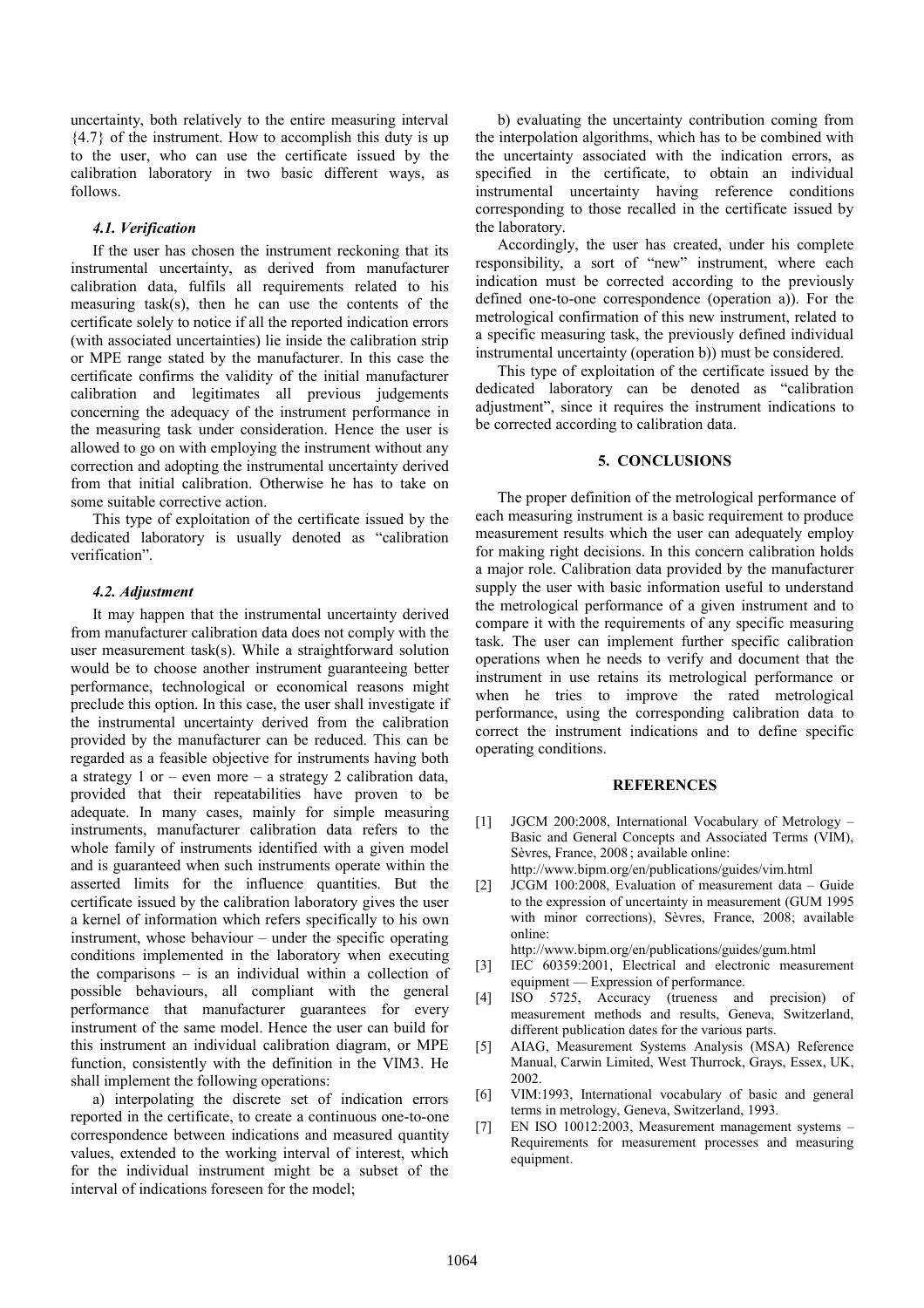uncertainty, both relatively to the entire measuring interval {4.7} of the instrument. How to accomplish this duty is up to the user, who can use the certificate issued by the calibration laboratory in two basic different ways, as follows.

### *4.1. Verification*

If the user has chosen the instrument reckoning that its instrumental uncertainty, as derived from manufacturer calibration data, fulfils all requirements related to his measuring task(s), then he can use the contents of the certificate solely to notice if all the reported indication errors (with associated uncertainties) lie inside the calibration strip or MPE range stated by the manufacturer. In this case the certificate confirms the validity of the initial manufacturer calibration and legitimates all previous judgements concerning the adequacy of the instrument performance in the measuring task under consideration. Hence the user is allowed to go on with employing the instrument without any correction and adopting the instrumental uncertainty derived from that initial calibration. Otherwise he has to take on some suitable corrective action.

This type of exploitation of the certificate issued by the dedicated laboratory is usually denoted as "calibration verification".

### *4.2. Adjustment*

It may happen that the instrumental uncertainty derived from manufacturer calibration data does not comply with the user measurement task(s). While a straightforward solution would be to choose another instrument guaranteeing better performance, technological or economical reasons might preclude this option. In this case, the user shall investigate if the instrumental uncertainty derived from the calibration provided by the manufacturer can be reduced. This can be regarded as a feasible objective for instruments having both a strategy 1 or – even more – a strategy 2 calibration data, provided that their repeatabilities have proven to be adequate. In many cases, mainly for simple measuring instruments, manufacturer calibration data refers to the whole family of instruments identified with a given model and is guaranteed when such instruments operate within the asserted limits for the influence quantities. But the certificate issued by the calibration laboratory gives the user a kernel of information which refers specifically to his own instrument, whose behaviour – under the specific operating conditions implemented in the laboratory when executing the comparisons – is an individual within a collection of possible behaviours, all compliant with the general performance that manufacturer guarantees for every instrument of the same model. Hence the user can build for this instrument an individual calibration diagram, or MPE function, consistently with the definition in the VIM3. He shall implement the following operations:

a) interpolating the discrete set of indication errors reported in the certificate, to create a continuous one-to-one correspondence between indications and measured quantity values, extended to the working interval of interest, which for the individual instrument might be a subset of the interval of indications foreseen for the model;

b) evaluating the uncertainty contribution coming from the interpolation algorithms, which has to be combined with the uncertainty associated with the indication errors, as specified in the certificate, to obtain an individual instrumental uncertainty having reference conditions corresponding to those recalled in the certificate issued by the laboratory.

Accordingly, the user has created, under his complete responsibility, a sort of "new" instrument, where each indication must be corrected according to the previously defined one-to-one correspondence (operation a)). For the metrological confirmation of this new instrument, related to a specific measuring task, the previously defined individual instrumental uncertainty (operation b)) must be considered.

This type of exploitation of the certificate issued by the dedicated laboratory can be denoted as "calibration adjustment", since it requires the instrument indications to be corrected according to calibration data.

## 5. CONCLUSIONS

The proper definition of the metrological performance of each measuring instrument is a basic requirement to produce measurement results which the user can adequately employ for making right decisions. In this concern calibration holds a major role. Calibration data provided by the manufacturer supply the user with basic information useful to understand the metrological performance of a given instrument and to compare it with the requirements of any specific measuring task. The user can implement further specific calibration operations when he needs to verify and document that the instrument in use retains its metrological performance or when he tries to improve the rated metrological performance, using the corresponding calibration data to correct the instrument indications and to define specific operating conditions.

## REFERENCES

[1] JGCM 200:2008, International Vocabulary of Metrology – Basic and General Concepts and Associated Terms (VIM), Sèvres, France, 2008 ; available online: http://www.bipm.org/en/publications/guides/vim.html

[2] JCGM 100:2008, Evaluation of measurement data – Guide to the expression of uncertainty in measurement (GUM 1995 with minor corrections), Sèvres, France, 2008; available online: http://www.bipm.org/en/publications/guides/gum.html

[3] IEC 60359:2001, Electrical and electronic measurement equipment — Expression of performance.

[4] ISO 5725, Accuracy (trueness and precision) of measurement methods and results, Geneva, Switzerland, different publication dates for the various parts.

[5] AIAG, Measurement Systems Analysis (MSA) Reference Manual, Carwin Limited, West Thurrock, Grays, Essex, UK, 2002.

[6] VIM:1993, International vocabulary of basic and general terms in metrology, Geneva, Switzerland, 1993.

[7] EN ISO 10012:2003, Measurement management systems – Requirements for measurement processes and measuring equipment.